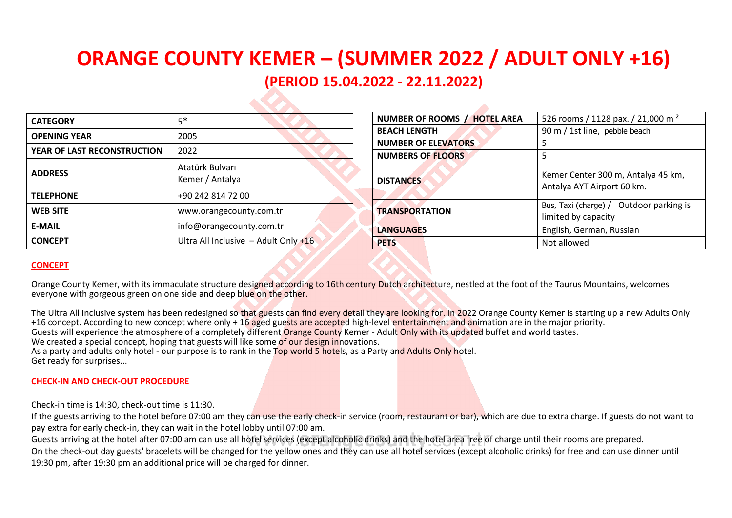# ORANGE COUNTY KEMER – (SUMMER 2022 / ADULT ONLY +16)

## (PERIOD 15.04.2022 - 22.11.2022)

| | |
|---|---|
| **CATEGORY** | 5* |
| **OPENING YEAR** | 2005 |
| **YEAR OF LAST RECONSTRUCTION** | 2022 |
| **ADDRESS** | Atatürk Bulvarı<br>Kemer / Antalya |
| **TELEPHONE** | +90 242 814 72 00 |
| **WEB SITE** | www.orangecounty.com.tr |
| **E-MAIL** | info@orangecounty.com.tr |
| **CONCEPT** | Ultra All Inclusive – Adult Only +16 |

| | |
|---|---|
| **NUMBER OF ROOMS / HOTEL AREA** | 526 rooms / 1128 pax. / 21,000 m ² |
| **BEACH LENGTH** | 90 m / 1st line, pebble beach |
| **NUMBER OF ELEVATORS** | 5 |
| **NUMBERS OF FLOORS** | 5 |
| **DISTANCES** | Kemer Center 300 m, Antalya 45 km, Antalya AYT Airport 60 km. |
| **TRANSPORTATION** | Bus, Taxi (charge) / Outdoor parking is limited by capacity |
| **LANGUAGES** | English, German, Russian |
| **PETS** | Not allowed |

**CONCEPT**

Orange County Kemer, with its immaculate structure designed according to 16th century Dutch architecture, nestled at the foot of the Taurus Mountains, welcomes everyone with gorgeous green on one side and deep blue on the other.

The Ultra All Inclusive system has been redesigned so that guests can find every detail they are looking for. In 2022 Orange County Kemer is starting up a new Adults Only +16 concept. According to new concept where only + 16 aged guests are accepted high-level entertainment and animation are in the major priority.
Guests will experience the atmosphere of a completely different Orange County Kemer - Adult Only with its updated buffet and world tastes.
We created a special concept, hoping that guests will like some of our design innovations.
As a party and adults only hotel - our purpose is to rank in the Top world 5 hotels, as a Party and Adults Only hotel.
Get ready for surprises...

**CHECK-IN AND CHECK-OUT PROCEDURE**

Check-in time is 14:30, check-out time is 11:30.
If the guests arriving to the hotel before 07:00 am they can use the early check-in service (room, restaurant or bar), which are due to extra charge. If guests do not want to pay extra for early check-in, they can wait in the hotel lobby until 07:00 am.
Guests arriving at the hotel after 07:00 am can use all hotel services (except alcoholic drinks) and the hotel area free of charge until their rooms are prepared.
On the check-out day guests' bracelets will be changed for the yellow ones and they can use all hotel services (except alcoholic drinks) for free and can use dinner until 19:30 pm, after 19:30 pm an additional price will be charged for dinner.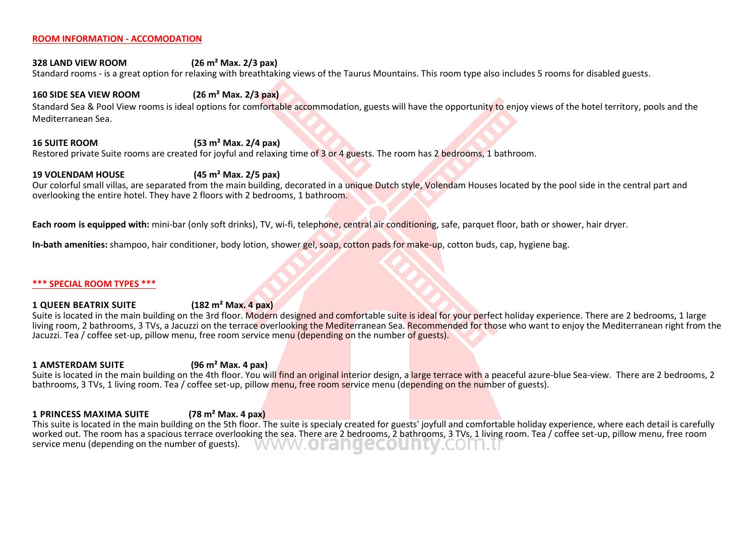## ROOM INFORMATION - ACCOMODATION

**328 LAND VIEW ROOM (26 m² Max. 2/3 pax)**
Standard rooms - is a great option for relaxing with breathtaking views of the Taurus Mountains. This room type also includes 5 rooms for disabled guests.

**160 SIDE SEA VIEW ROOM (26 m² Max. 2/3 pax)**
Standard Sea & Pool View rooms is ideal options for comfortable accommodation, guests will have the opportunity to enjoy views of the hotel territory, pools and the Mediterranean Sea.

**16 SUITE ROOM (53 m² Max. 2/4 pax)**
Restored private Suite rooms are created for joyful and relaxing time of 3 or 4 guests. The room has 2 bedrooms, 1 bathroom.

**19 VOLENDAM HOUSE (45 m² Max. 2/5 pax)**
Our colorful small villas, are separated from the main building, decorated in a unique Dutch style, Volendam Houses located by the pool side in the central part and overlooking the entire hotel. They have 2 floors with 2 bedrooms, 1 bathroom.

**Each room is equipped with:** mini-bar (only soft drinks), TV, wi-fi, telephone, central air conditioning, safe, parquet floor, bath or shower, hair dryer.

**In-bath amenities:** shampoo, hair conditioner, body lotion, shower gel, soap, cotton pads for make-up, cotton buds, cap, hygiene bag.

## *** SPECIAL ROOM TYPES ***

**1 QUEEN BEATRIX SUITE (182 m² Max. 4 pax)**
Suite is located in the main building on the 3rd floor. Modern designed and comfortable suite is ideal for your perfect holiday experience. There are 2 bedrooms, 1 large living room, 2 bathrooms, 3 TVs, a Jacuzzi on the terrace overlooking the Mediterranean Sea. Recommended for those who want to enjoy the Mediterranean right from the Jacuzzi. Tea / coffee set-up, pillow menu, free room service menu (depending on the number of guests).

**1 AMSTERDAM SUITE (96 m² Max. 4 pax)**
Suite is located in the main building on the 4th floor. You will find an original interior design, a large terrace with a peaceful azure-blue Sea-view. There are 2 bedrooms, 2 bathrooms, 3 TVs, 1 living room. Tea / coffee set-up, pillow menu, free room service menu (depending on the number of guests).

**1 PRINCESS MAXIMA SUITE (78 m² Max. 4 pax)**
This suite is located in the main building on the 5th floor. The suite is specialy created for guests' joyfull and comfortable holiday experience, where each detail is carefully worked out. The room has a spacious terrace overlooking the sea. There are 2 bedrooms, 2 bathrooms, 3 TVs, 1 living room. Tea / coffee set-up, pillow menu, free room service menu (depending on the number of guests).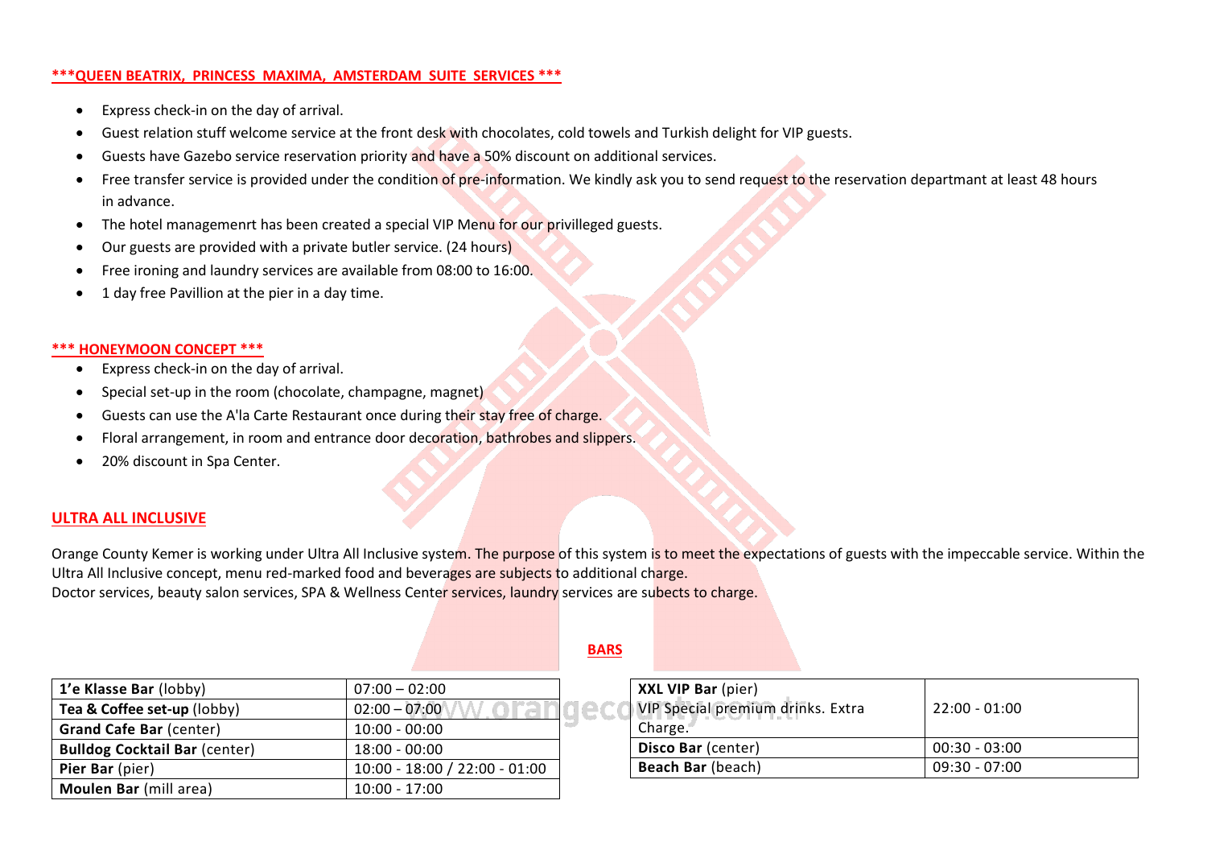## ***QUEEN BEATRIX, PRINCESS MAXIMA, AMSTERDAM SUITE SERVICES ***

- Express check-in on the day of arrival.
- Guest relation stuff welcome service at the front desk with chocolates, cold towels and Turkish delight for VIP guests.
- Guests have Gazebo service reservation priority and have a 50% discount on additional services.
- Free transfer service is provided under the condition of pre-information. We kindly ask you to send request to the reservation departmant at least 48 hours in advance.
- The hotel managemenrt has been created a special VIP Menu for our privilleged guests.
- Our guests are provided with a private butler service. (24 hours)
- Free ironing and laundry services are available from 08:00 to 16:00.
- 1 day free Pavillion at the pier in a day time.

## *** HONEYMOON CONCEPT ***

- Express check-in on the day of arrival.
- Special set-up in the room (chocolate, champagne, magnet)
- Guests can use the A'la Carte Restaurant once during their stay free of charge.
- Floral arrangement, in room and entrance door decoration, bathrobes and slippers.
- 20% discount in Spa Center.

## ULTRA ALL INCLUSIVE

Orange County Kemer is working under Ultra All Inclusive system. The purpose of this system is to meet the expectations of guests with the impeccable service. Within the Ultra All Inclusive concept, menu red-marked food and beverages are subjects to additional charge.
Doctor services, beauty salon services, SPA & Wellness Center services, laundry services are subects to charge.

## BARS

| Bar | Hours |
|---|---|
| **1'e Klasse Bar** (lobby) | 07:00 – 02:00 |
| **Tea & Coffee set-up** (lobby) | 02:00 – 07:00 |
| **Grand Cafe Bar** (center) | 10:00 - 00:00 |
| **Bulldog Cocktail Bar** (center) | 18:00 - 00:00 |
| **Pier Bar** (pier) | 10:00 - 18:00 / 22:00 - 01:00 |
| **Moulen Bar** (mill area) | 10:00 - 17:00 |

| Bar | Hours |
|---|---|
| **XXL VIP Bar** (pier) VIP Special premium drinks. Extra Charge. | 22:00 - 01:00 |
| **Disco Bar** (center) | 00:30 - 03:00 |
| **Beach Bar** (beach) | 09:30 - 07:00 |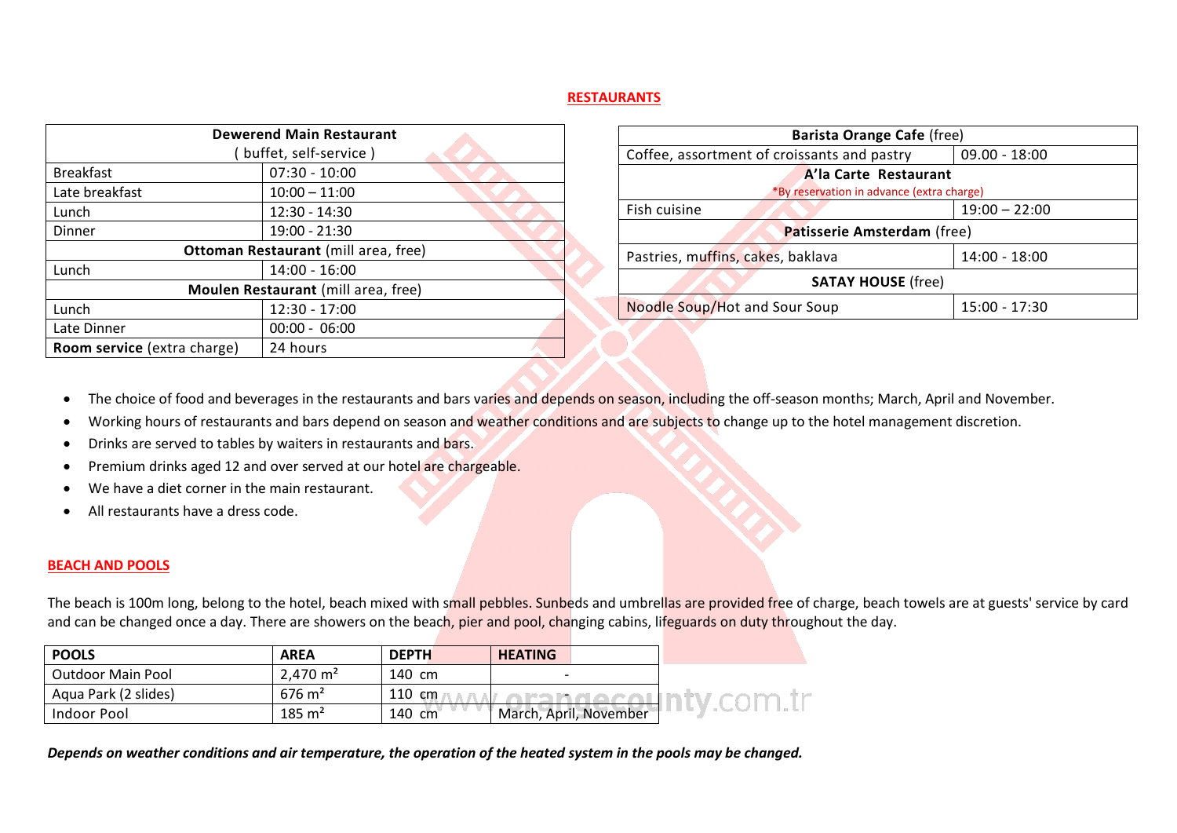## RESTAURANTS

| Dewerend Main Restaurant ( buffet, self-service ) | |
|---|---|
| Breakfast | 07:30 - 10:00 |
| Late breakfast | 10:00 – 11:00 |
| Lunch | 12:30 - 14:30 |
| Dinner | 19:00 - 21:30 |
| **Ottoman Restaurant** (mill area, free) | |
| Lunch | 14:00 - 16:00 |
| **Moulen Restaurant** (mill area, free) | |
| Lunch | 12:30 - 17:00 |
| Late Dinner | 00:00 - 06:00 |
| **Room service** (extra charge) | 24 hours |

| **Barista Orange Cafe** (free) | |
|---|---|
| Coffee, assortment of croissants and pastry | 09.00 - 18:00 |
| **A'la Carte Restaurant** *By reservation in advance (extra charge) | |
| Fish cuisine | 19:00 – 22:00 |
| **Patisserie Amsterdam** (free) | |
| Pastries, muffins, cakes, baklava | 14:00 - 18:00 |
| **SATAY HOUSE** (free) | |
| Noodle Soup/Hot and Sour Soup | 15:00 - 17:30 |

- The choice of food and beverages in the restaurants and bars varies and depends on season, including the off-season months; March, April and November.
- Working hours of restaurants and bars depend on season and weather conditions and are subjects to change up to the hotel management discretion.
- Drinks are served to tables by waiters in restaurants and bars.
- Premium drinks aged 12 and over served at our hotel are chargeable.
- We have a diet corner in the main restaurant.
- All restaurants have a dress code.

## BEACH AND POOLS

The beach is 100m long, belong to the hotel, beach mixed with small pebbles. Sunbeds and umbrellas are provided free of charge, beach towels are at guests' service by card and can be changed once a day. There are showers on the beach, pier and pool, changing cabins, lifeguards on duty throughout the day.

| POOLS | AREA | DEPTH | HEATING |
|---|---|---|---|
| Outdoor Main Pool | 2,470 m² | 140 cm | - |
| Aqua Park (2 slides) | 676 m² | 110 cm | - |
| Indoor Pool | 185 m² | 140 cm | March, April, November |

***Depends on weather conditions and air temperature, the operation of the heated system in the pools may be changed.***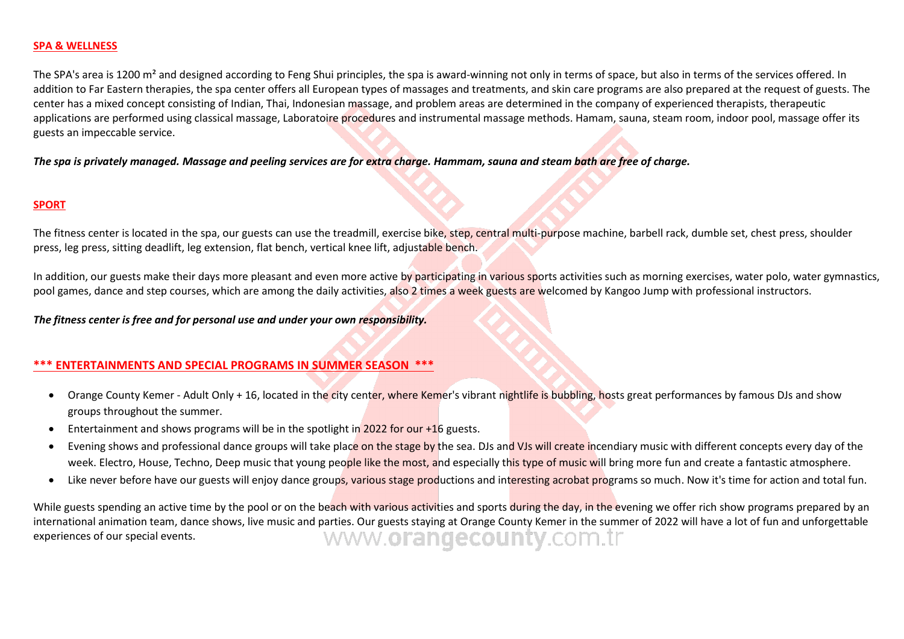## SPA & WELLNESS

The SPA's area is 1200 m² and designed according to Feng Shui principles, the spa is award-winning not only in terms of space, but also in terms of the services offered. In addition to Far Eastern therapies, the spa center offers all European types of massages and treatments, and skin care programs are also prepared at the request of guests. The center has a mixed concept consisting of Indian, Thai, Indonesian massage, and problem areas are determined in the company of experienced therapists, therapeutic applications are performed using classical massage, Laboratoire procedures and instrumental massage methods. Hamam, sauna, steam room, indoor pool, massage offer its guests an impeccable service.

***The spa is privately managed. Massage and peeling services are for extra charge. Hammam, sauna and steam bath are free of charge.***

## SPORT

The fitness center is located in the spa, our guests can use the treadmill, exercise bike, step, central multi-purpose machine, barbell rack, dumble set, chest press, shoulder press, leg press, sitting deadlift, leg extension, flat bench, vertical knee lift, adjustable bench.

In addition, our guests make their days more pleasant and even more active by participating in various sports activities such as morning exercises, water polo, water gymnastics, pool games, dance and step courses, which are among the daily activities, also 2 times a week guests are welcomed by Kangoo Jump with professional instructors.

***The fitness center is free and for personal use and under your own responsibility.***

## *** ENTERTAINMENTS AND SPECIAL PROGRAMS IN SUMMER SEASON ***

- Orange County Kemer - Adult Only + 16, located in the city center, where Kemer's vibrant nightlife is bubbling, hosts great performances by famous DJs and show groups throughout the summer.
- Entertainment and shows programs will be in the spotlight in 2022 for our +16 guests.
- Evening shows and professional dance groups will take place on the stage by the sea. DJs and VJs will create incendiary music with different concepts every day of the week. Electro, House, Techno, Deep music that young people like the most, and especially this type of music will bring more fun and create a fantastic atmosphere.
- Like never before have our guests will enjoy dance groups, various stage productions and interesting acrobat programs so much. Now it's time for action and total fun.

While guests spending an active time by the pool or on the beach with various activities and sports during the day, in the evening we offer rich show programs prepared by an international animation team, dance shows, live music and parties. Our guests staying at Orange County Kemer in the summer of 2022 will have a lot of fun and unforgettable experiences of our special events.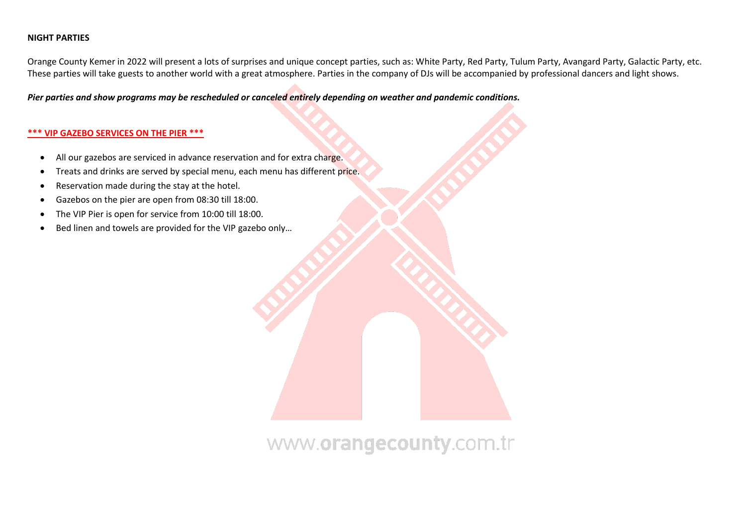**NIGHT PARTIES**

Orange County Kemer in 2022 will present a lots of surprises and unique concept parties, such as: White Party, Red Party, Tulum Party, Avangard Party, Galactic Party, etc. These parties will take guests to another world with a great atmosphere. Parties in the company of DJs will be accompanied by professional dancers and light shows.

***Pier parties and show programs may be rescheduled or canceled entirely depending on weather and pandemic conditions.***

**\*\*\* VIP GAZEBO SERVICES ON THE PIER \*\*\***

- All our gazebos are serviced in advance reservation and for extra charge.
- Treats and drinks are served by special menu, each menu has different price.
- Reservation made during the stay at the hotel.
- Gazebos on the pier are open from 08:30 till 18:00.
- The VIP Pier is open for service from 10:00 till 18:00.
- Bed linen and towels are provided for the VIP gazebo only…